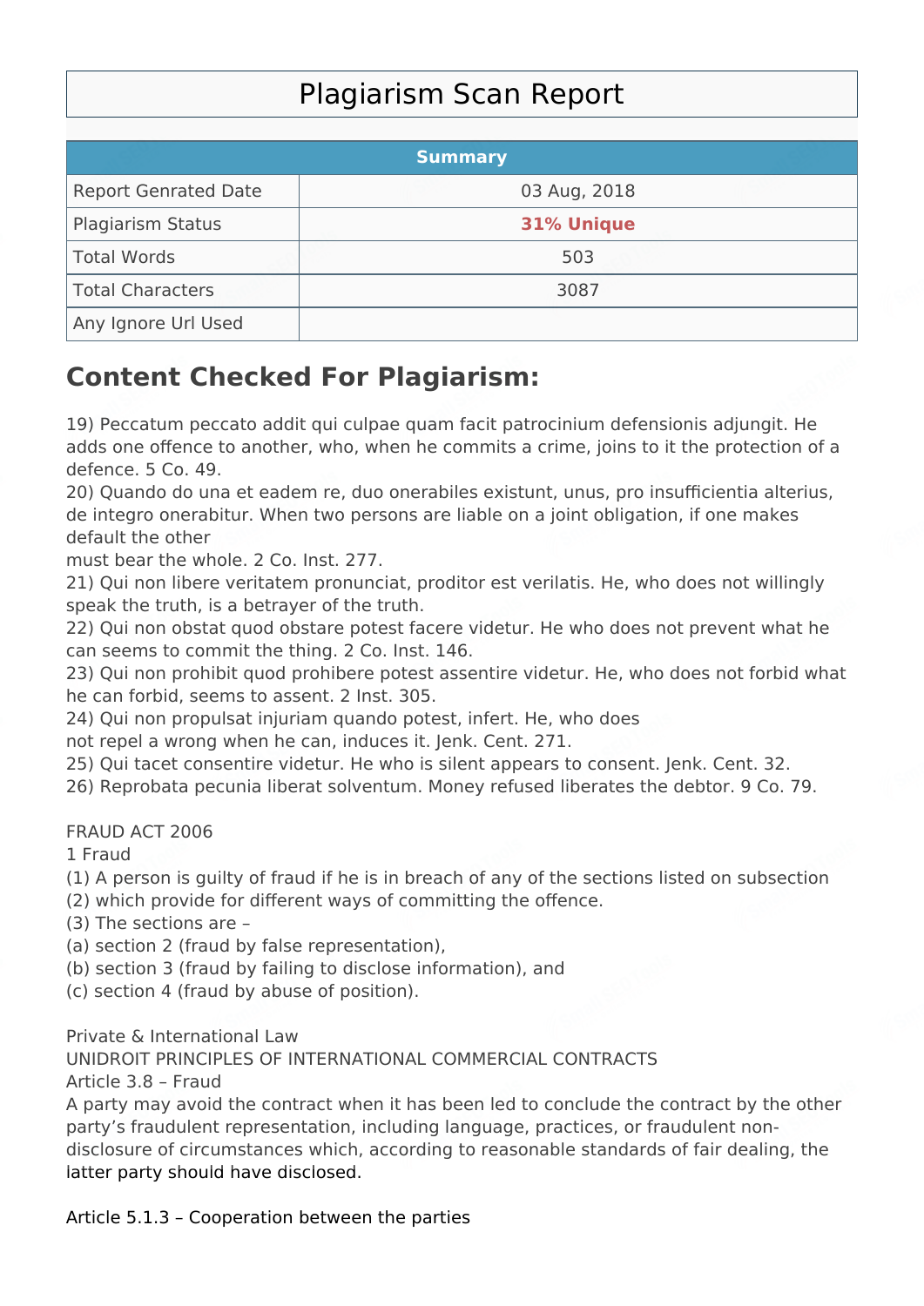# Plagiarism Scan Report

| Summary | |
|---|---|
| Report Genrated Date | 03 Aug, 2018 |
| Plagiarism Status | **31% Unique** |
| Total Words | 503 |
| Total Characters | 3087 |
| Any Ignore Url Used | |

## Content Checked For Plagiarism:

19) Peccatum peccato addit qui culpae quam facit patrocinium defensionis adjungit. He adds one offence to another, who, when he commits a crime, joins to it the protection of a defence. 5 Co. 49.
20) Quando do una et eadem re, duo onerabiles existunt, unus, pro insufficientia alterius, de integro onerabitur. When two persons are liable on a joint obligation, if one makes default the other
must bear the whole. 2 Co. Inst. 277.
21) Qui non libere veritatem pronunciat, proditor est verilatis. He, who does not willingly speak the truth, is a betrayer of the truth.
22) Qui non obstat quod obstare potest facere videtur. He who does not prevent what he can seems to commit the thing. 2 Co. Inst. 146.
23) Qui non prohibit quod prohibere potest assentire videtur. He, who does not forbid what he can forbid, seems to assent. 2 Inst. 305.
24) Qui non propulsat injuriam quando potest, infert. He, who does
not repel a wrong when he can, induces it. Jenk. Cent. 271.
25) Qui tacet consentire videtur. He who is silent appears to consent. Jenk. Cent. 32.
26) Reprobata pecunia liberat solventum. Money refused liberates the debtor. 9 Co. 79.

FRAUD ACT 2006
1 Fraud
(1) A person is guilty of fraud if he is in breach of any of the sections listed on subsection
(2) which provide for different ways of committing the offence.
(3) The sections are –
(a) section 2 (fraud by false representation),
(b) section 3 (fraud by failing to disclose information), and
(c) section 4 (fraud by abuse of position).

Private & International Law
UNIDROIT PRINCIPLES OF INTERNATIONAL COMMERCIAL CONTRACTS
Article 3.8 – Fraud
A party may avoid the contract when it has been led to conclude the contract by the other party's fraudulent representation, including language, practices, or fraudulent non-disclosure of circumstances which, according to reasonable standards of fair dealing, the latter party should have disclosed.

Article 5.1.3 – Cooperation between the parties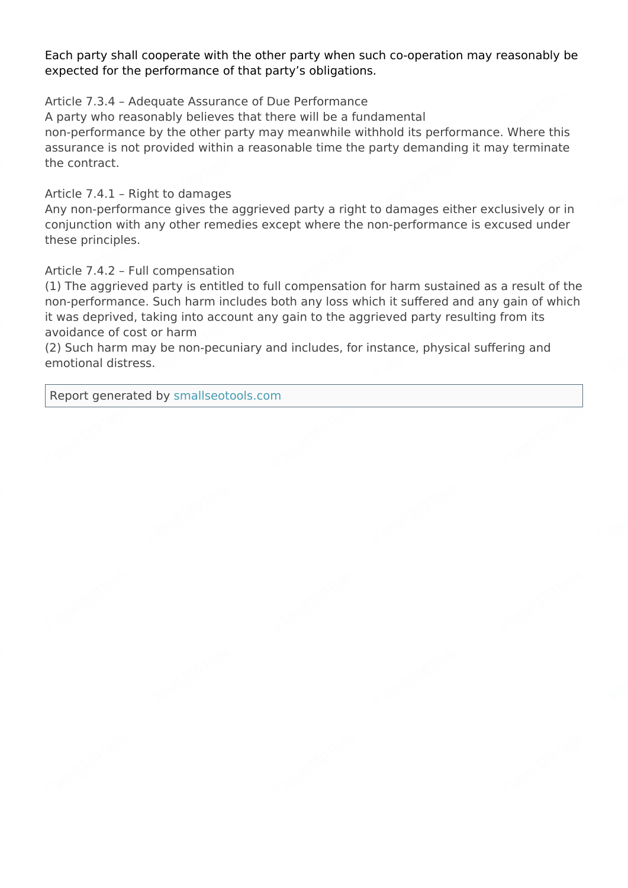Each party shall cooperate with the other party when such co-operation may reasonably be expected for the performance of that party's obligations.

Article 7.3.4 – Adequate Assurance of Due Performance
A party who reasonably believes that there will be a fundamental non-performance by the other party may meanwhile withhold its performance. Where this assurance is not provided within a reasonable time the party demanding it may terminate the contract.

Article 7.4.1 – Right to damages
Any non-performance gives the aggrieved party a right to damages either exclusively or in conjunction with any other remedies except where the non-performance is excused under these principles.

Article 7.4.2 – Full compensation
(1) The aggrieved party is entitled to full compensation for harm sustained as a result of the non-performance. Such harm includes both any loss which it suffered and any gain of which it was deprived, taking into account any gain to the aggrieved party resulting from its avoidance of cost or harm
(2) Such harm may be non-pecuniary and includes, for instance, physical suffering and emotional distress.

Report generated by smallseotools.com